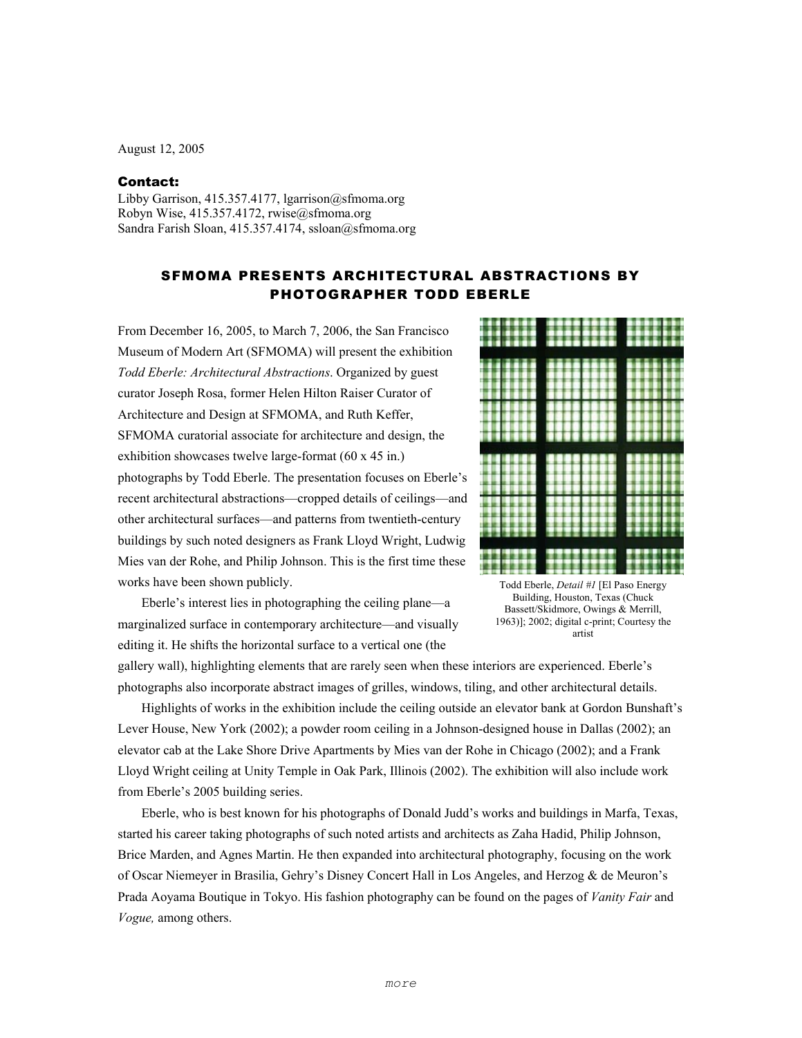August 12, 2005

**Contact:**
Libby Garrison, 415.357.4177, lgarrison@sfmoma.org
Robyn Wise, 415.357.4172, rwise@sfmoma.org
Sandra Farish Sloan, 415.357.4174, ssloan@sfmoma.org

## SFMOMA PRESENTS ARCHITECTURAL ABSTRACTIONS BY PHOTOGRAPHER TODD EBERLE

From December 16, 2005, to March 7, 2006, the San Francisco Museum of Modern Art (SFMOMA) will present the exhibition *Todd Eberle: Architectural Abstractions*. Organized by guest curator Joseph Rosa, former Helen Hilton Raiser Curator of Architecture and Design at SFMOMA, and Ruth Keffer, SFMOMA curatorial associate for architecture and design, the exhibition showcases twelve large-format (60 x 45 in.) photographs by Todd Eberle. The presentation focuses on Eberle's recent architectural abstractions—cropped details of ceilings—and other architectural surfaces—and patterns from twentieth-century buildings by such noted designers as Frank Lloyd Wright, Ludwig Mies van der Rohe, and Philip Johnson. This is the first time these works have been shown publicly.

Todd Eberle, *Detail #1* [El Paso Energy Building, Houston, Texas (Chuck Bassett/Skidmore, Owings & Merrill, 1963)]; 2002; digital c-print; Courtesy the artist

Eberle's interest lies in photographing the ceiling plane—a marginalized surface in contemporary architecture—and visually editing it. He shifts the horizontal surface to a vertical one (the gallery wall), highlighting elements that are rarely seen when these interiors are experienced. Eberle's photographs also incorporate abstract images of grilles, windows, tiling, and other architectural details.

Highlights of works in the exhibition include the ceiling outside an elevator bank at Gordon Bunshaft's Lever House, New York (2002); a powder room ceiling in a Johnson-designed house in Dallas (2002); an elevator cab at the Lake Shore Drive Apartments by Mies van der Rohe in Chicago (2002); and a Frank Lloyd Wright ceiling at Unity Temple in Oak Park, Illinois (2002). The exhibition will also include work from Eberle's 2005 building series.

Eberle, who is best known for his photographs of Donald Judd's works and buildings in Marfa, Texas, started his career taking photographs of such noted artists and architects as Zaha Hadid, Philip Johnson, Brice Marden, and Agnes Martin. He then expanded into architectural photography, focusing on the work of Oscar Niemeyer in Brasilia, Gehry's Disney Concert Hall in Los Angeles, and Herzog & de Meuron's Prada Aoyama Boutique in Tokyo. His fashion photography can be found on the pages of *Vanity Fair* and *Vogue,* among others.

*more*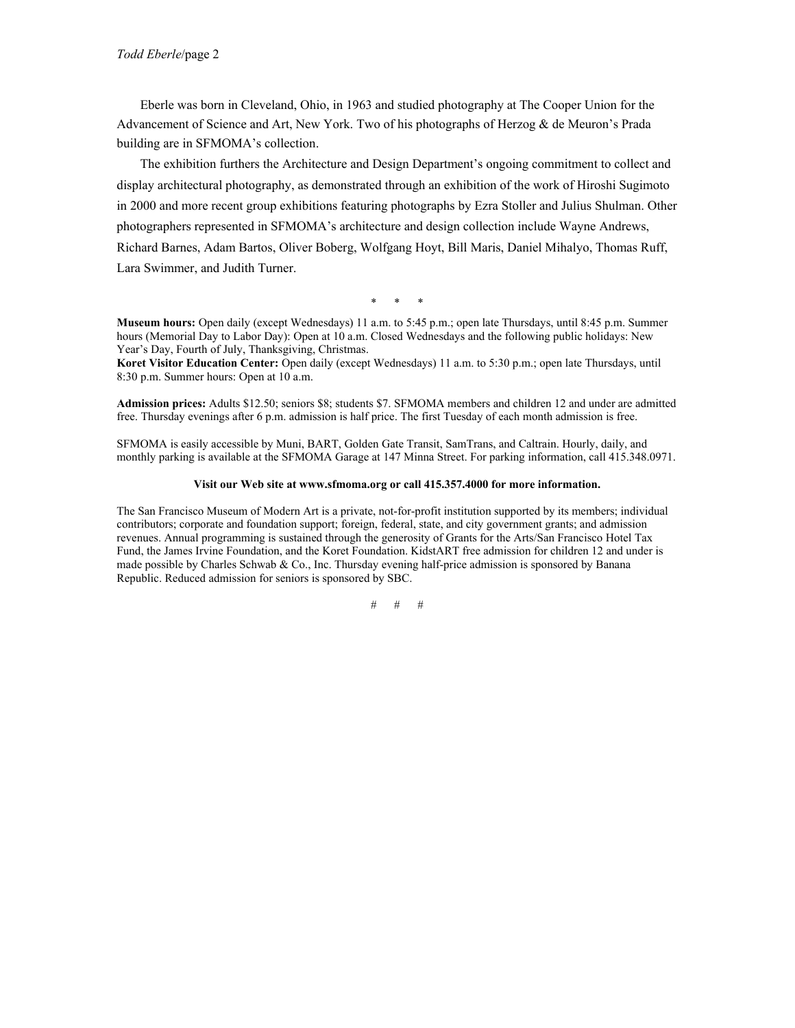Eberle was born in Cleveland, Ohio, in 1963 and studied photography at The Cooper Union for the Advancement of Science and Art, New York. Two of his photographs of Herzog & de Meuron's Prada building are in SFMOMA's collection.

The exhibition furthers the Architecture and Design Department's ongoing commitment to collect and display architectural photography, as demonstrated through an exhibition of the work of Hiroshi Sugimoto in 2000 and more recent group exhibitions featuring photographs by Ezra Stoller and Julius Shulman. Other photographers represented in SFMOMA's architecture and design collection include Wayne Andrews, Richard Barnes, Adam Bartos, Oliver Boberg, Wolfgang Hoyt, Bill Maris, Daniel Mihalyo, Thomas Ruff, Lara Swimmer, and Judith Turner.

\* \* \*

**Museum hours:** Open daily (except Wednesdays) 11 a.m. to 5:45 p.m.; open late Thursdays, until 8:45 p.m. Summer hours (Memorial Day to Labor Day): Open at 10 a.m. Closed Wednesdays and the following public holidays: New Year's Day, Fourth of July, Thanksgiving, Christmas.
**Koret Visitor Education Center:** Open daily (except Wednesdays) 11 a.m. to 5:30 p.m.; open late Thursdays, until 8:30 p.m. Summer hours: Open at 10 a.m.

**Admission prices:** Adults $12.50; seniors $8; students $7. SFMOMA members and children 12 and under are admitted free. Thursday evenings after 6 p.m. admission is half price. The first Tuesday of each month admission is free.

SFMOMA is easily accessible by Muni, BART, Golden Gate Transit, SamTrans, and Caltrain. Hourly, daily, and monthly parking is available at the SFMOMA Garage at 147 Minna Street. For parking information, call 415.348.0971.

**Visit our Web site at www.sfmoma.org or call 415.357.4000 for more information.**

The San Francisco Museum of Modern Art is a private, not-for-profit institution supported by its members; individual contributors; corporate and foundation support; foreign, federal, state, and city government grants; and admission revenues. Annual programming is sustained through the generosity of Grants for the Arts/San Francisco Hotel Tax Fund, the James Irvine Foundation, and the Koret Foundation. KidstART free admission for children 12 and under is made possible by Charles Schwab & Co., Inc. Thursday evening half-price admission is sponsored by Banana Republic. Reduced admission for seniors is sponsored by SBC.

# # #